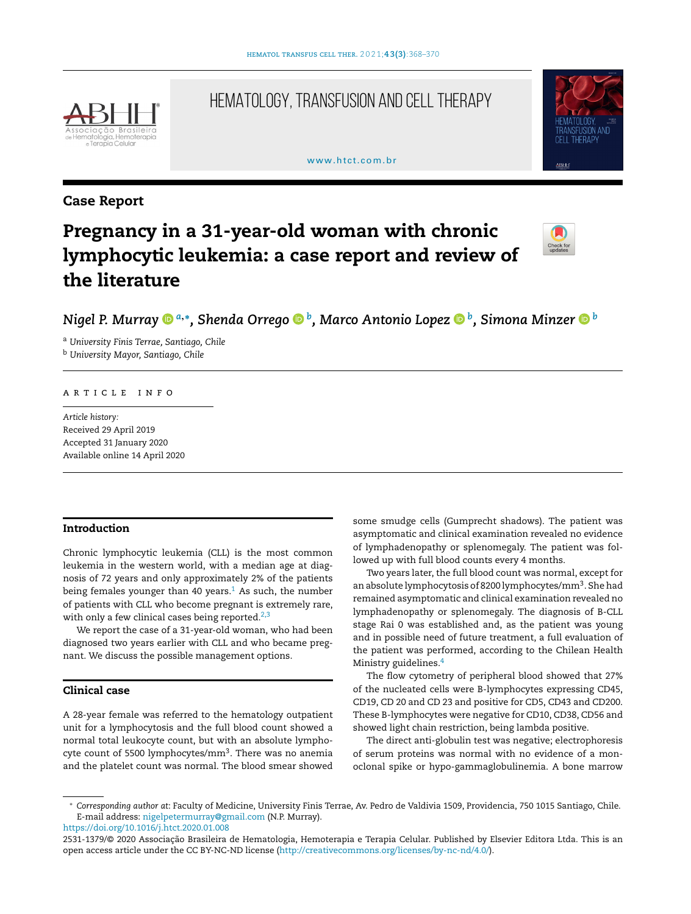## Case Report

# Pregnancy in a 31-year-old woman with chronic lymphocytic leukemia: a case report and review of the literature

*Nigel P. Murray* [a,*], *Shenda Orrego* [b], *Marco Antonio Lopez* [b], *Simona Minzer* [b]

[a] *University Finis Terrae, Santiago, Chile*
[b] *University Mayor, Santiago, Chile*

ARTICLE INFO

*Article history:*
Received 29 April 2019
Accepted 31 January 2020
Available online 14 April 2020

## Introduction

Chronic lymphocytic leukemia (CLL) is the most common leukemia in the western world, with a median age at diagnosis of 72 years and only approximately 2% of the patients being females younger than 40 years.[1] As such, the number of patients with CLL who become pregnant is extremely rare, with only a few clinical cases being reported.[2,3]

We report the case of a 31-year-old woman, who had been diagnosed two years earlier with CLL and who became pregnant. We discuss the possible management options.

## Clinical case

A 28-year female was referred to the hematology outpatient unit for a lymphocytosis and the full blood count showed a normal total leukocyte count, but with an absolute lymphocyte count of 5500 lymphocytes/mm$^3$. There was no anemia and the platelet count was normal. The blood smear showed some smudge cells (Gumprecht shadows). The patient was asymptomatic and clinical examination revealed no evidence of lymphadenopathy or splenomegaly. The patient was followed up with full blood counts every 4 months.

Two years later, the full blood count was normal, except for an absolute lymphocytosis of 8200 lymphocytes/mm$^3$. She had remained asymptomatic and clinical examination revealed no lymphadenopathy or splenomegaly. The diagnosis of B-CLL stage Rai 0 was established and, as the patient was young and in possible need of future treatment, a full evaluation of the patient was performed, according to the Chilean Health Ministry guidelines.[4]

The flow cytometry of peripheral blood showed that 27% of the nucleated cells were B-lymphocytes expressing CD45, CD19, CD 20 and CD 23 and positive for CD5, CD43 and CD200. These B-lymphocytes were negative for CD10, CD38, CD56 and showed light chain restriction, being lambda positive.

The direct anti-globulin test was negative; electrophoresis of serum proteins was normal with no evidence of a monoclonal spike or hypo-gammaglobulinemia. A bone marrow

---

\* *Corresponding author at*: Faculty of Medicine, University Finis Terrae, Av. Pedro de Valdivia 1509, Providencia, 750 1015 Santiago, Chile.
E-mail address: nigelpetermurray@gmail.com (N.P. Murray).

https://doi.org/10.1016/j.htct.2020.01.008

2531-1379/© 2020 Associação Brasileira de Hematologia, Hemoterapia e Terapia Celular. Published by Elsevier Editora Ltda. This is an open access article under the CC BY-NC-ND license (http://creativecommons.org/licenses/by-nc-nd/4.0/).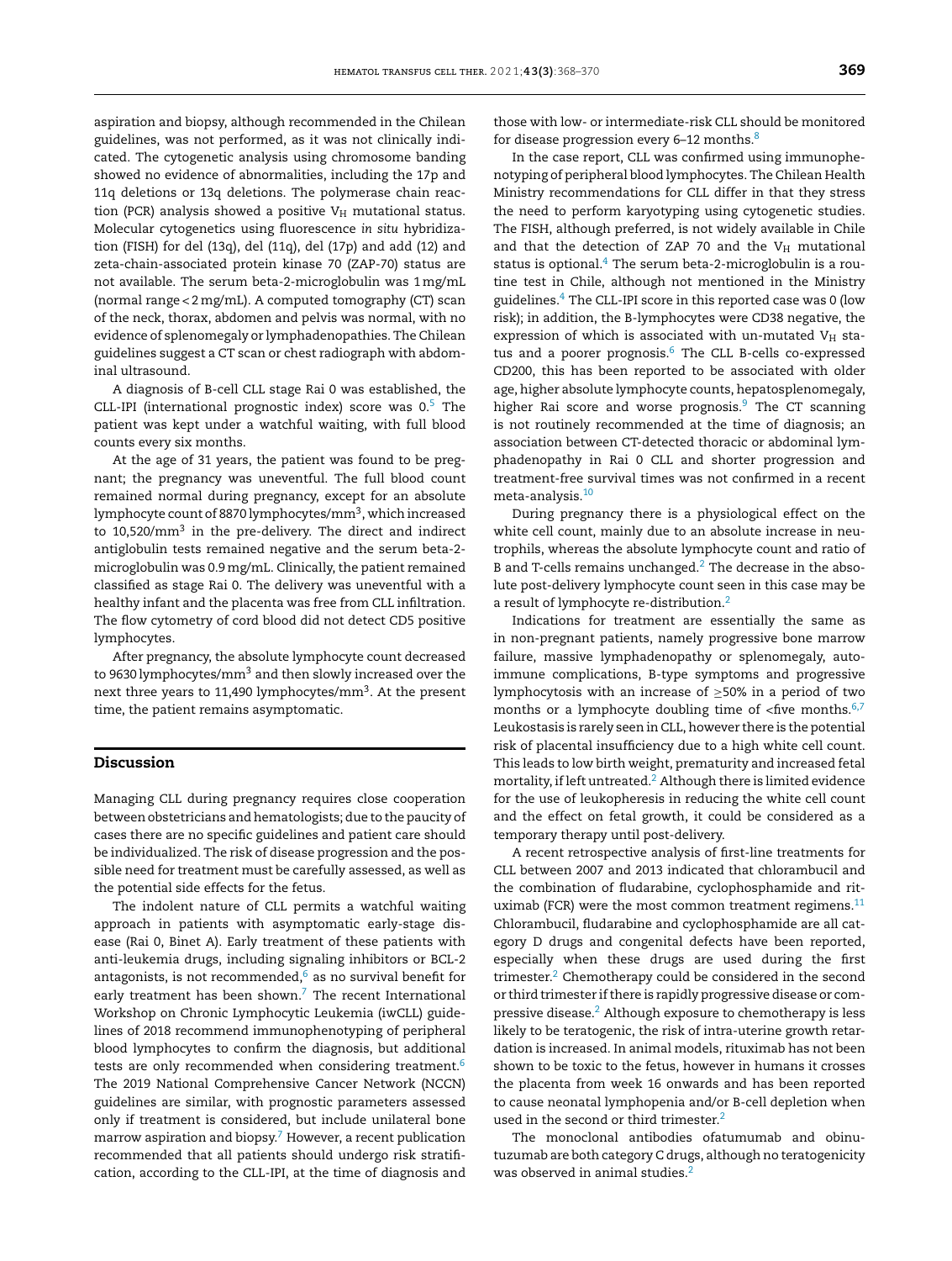aspiration and biopsy, although recommended in the Chilean guidelines, was not performed, as it was not clinically indicated. The cytogenetic analysis using chromosome banding showed no evidence of abnormalities, including the 17p and 11q deletions or 13q deletions. The polymerase chain reaction (PCR) analysis showed a positive $V_H$ mutational status. Molecular cytogenetics using fluorescence *in situ* hybridization (FISH) for del (13q), del (11q), del (17p) and add (12) and zeta-chain-associated protein kinase 70 (ZAP-70) status are not available. The serum beta-2-microglobulin was 1 mg/mL (normal range < 2 mg/mL). A computed tomography (CT) scan of the neck, thorax, abdomen and pelvis was normal, with no evidence of splenomegaly or lymphadenopathies. The Chilean guidelines suggest a CT scan or chest radiograph with abdominal ultrasound.

A diagnosis of B-cell CLL stage Rai 0 was established, the CLL-IPI (international prognostic index) score was 0.[5] The patient was kept under a watchful waiting, with full blood counts every six months.

At the age of 31 years, the patient was found to be pregnant; the pregnancy was uneventful. The full blood count remained normal during pregnancy, except for an absolute lymphocyte count of 8870 lymphocytes/mm$^3$, which increased to 10,520/mm$^3$ in the pre-delivery. The direct and indirect antiglobulin tests remained negative and the serum beta-2-microglobulin was 0.9 mg/mL. Clinically, the patient remained classified as stage Rai 0. The delivery was uneventful with a healthy infant and the placenta was free from CLL infiltration. The flow cytometry of cord blood did not detect CD5 positive lymphocytes.

After pregnancy, the absolute lymphocyte count decreased to 9630 lymphocytes/mm$^3$ and then slowly increased over the next three years to 11,490 lymphocytes/mm$^3$. At the present time, the patient remains asymptomatic.

## Discussion

Managing CLL during pregnancy requires close cooperation between obstetricians and hematologists; due to the paucity of cases there are no specific guidelines and patient care should be individualized. The risk of disease progression and the possible need for treatment must be carefully assessed, as well as the potential side effects for the fetus.

The indolent nature of CLL permits a watchful waiting approach in patients with asymptomatic early-stage disease (Rai 0, Binet A). Early treatment of these patients with anti-leukemia drugs, including signaling inhibitors or BCL-2 antagonists, is not recommended,[6] as no survival benefit for early treatment has been shown.[7] The recent International Workshop on Chronic Lymphocytic Leukemia (iwCLL) guidelines of 2018 recommend immunophenotyping of peripheral blood lymphocytes to confirm the diagnosis, but additional tests are only recommended when considering treatment.[6] The 2019 National Comprehensive Cancer Network (NCCN) guidelines are similar, with prognostic parameters assessed only if treatment is considered, but include unilateral bone marrow aspiration and biopsy.[7] However, a recent publication recommended that all patients should undergo risk stratification, according to the CLL-IPI, at the time of diagnosis and those with low- or intermediate-risk CLL should be monitored for disease progression every 6–12 months.[8]

In the case report, CLL was confirmed using immunophenotyping of peripheral blood lymphocytes. The Chilean Health Ministry recommendations for CLL differ in that they stress the need to perform karyotyping using cytogenetic studies. The FISH, although preferred, is not widely available in Chile and that the detection of ZAP 70 and the $V_H$ mutational status is optional.[4] The serum beta-2-microglobulin is a routine test in Chile, although not mentioned in the Ministry guidelines.[4] The CLL-IPI score in this reported case was 0 (low risk); in addition, the B-lymphocytes were CD38 negative, the expression of which is associated with un-mutated $V_H$ status and a poorer prognosis.[6] The CLL B-cells co-expressed CD200, this has been reported to be associated with older age, higher absolute lymphocyte counts, hepatosplenomegaly, higher Rai score and worse prognosis.[9] The CT scanning is not routinely recommended at the time of diagnosis; an association between CT-detected thoracic or abdominal lymphadenopathy in Rai 0 CLL and shorter progression and treatment-free survival times was not confirmed in a recent meta-analysis.[10]

During pregnancy there is a physiological effect on the white cell count, mainly due to an absolute increase in neutrophils, whereas the absolute lymphocyte count and ratio of B and T-cells remains unchanged.[2] The decrease in the absolute post-delivery lymphocyte count seen in this case may be a result of lymphocyte re-distribution.[2]

Indications for treatment are essentially the same as in non-pregnant patients, namely progressive bone marrow failure, massive lymphadenopathy or splenomegaly, autoimmune complications, B-type symptoms and progressive lymphocytosis with an increase of ≥50% in a period of two months or a lymphocyte doubling time of <five months.[6,7] Leukostasis is rarely seen in CLL, however there is the potential risk of placental insufficiency due to a high white cell count. This leads to low birth weight, prematurity and increased fetal mortality, if left untreated.[2] Although there is limited evidence for the use of leukopheresis in reducing the white cell count and the effect on fetal growth, it could be considered as a temporary therapy until post-delivery.

A recent retrospective analysis of first-line treatments for CLL between 2007 and 2013 indicated that chlorambucil and the combination of fludarabine, cyclophosphamide and rituximab (FCR) were the most common treatment regimens.[11] Chlorambucil, fludarabine and cyclophosphamide are all category D drugs and congenital defects have been reported, especially when these drugs are used during the first trimester.[2] Chemotherapy could be considered in the second or third trimester if there is rapidly progressive disease or compressive disease.[2] Although exposure to chemotherapy is less likely to be teratogenic, the risk of intra-uterine growth retardation is increased. In animal models, rituximab has not been shown to be toxic to the fetus, however in humans it crosses the placenta from week 16 onwards and has been reported to cause neonatal lymphopenia and/or B-cell depletion when used in the second or third trimester.[2]

The monoclonal antibodies ofatumumab and obinutuzumab are both category C drugs, although no teratogenicity was observed in animal studies.[2]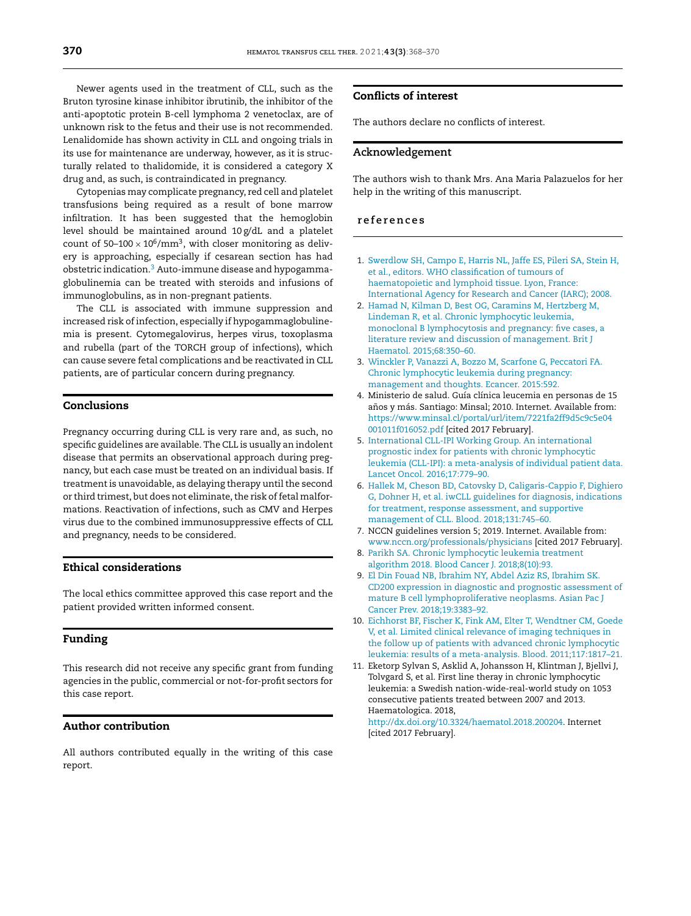Newer agents used in the treatment of CLL, such as the Bruton tyrosine kinase inhibitor ibrutinib, the inhibitor of the anti-apoptotic protein B-cell lymphoma 2 venetoclax, are of unknown risk to the fetus and their use is not recommended. Lenalidomide has shown activity in CLL and ongoing trials in its use for maintenance are underway, however, as it is structurally related to thalidomide, it is considered a category X drug and, as such, is contraindicated in pregnancy.

Cytopenias may complicate pregnancy, red cell and platelet transfusions being required as a result of bone marrow infiltration. It has been suggested that the hemoglobin level should be maintained around 10 g/dL and a platelet count of $50–100 \times 10^6/\text{mm}^3$, with closer monitoring as delivery is approaching, especially if cesarean section has had obstetric indication.[3] Auto-immune disease and hypogammaglobulinemia can be treated with steroids and infusions of immunoglobulins, as in non-pregnant patients.

The CLL is associated with immune suppression and increased risk of infection, especially if hypogammaglobulinemia is present. Cytomegalovirus, herpes virus, toxoplasma and rubella (part of the TORCH group of infections), which can cause severe fetal complications and be reactivated in CLL patients, are of particular concern during pregnancy.

## Conclusions

Pregnancy occurring during CLL is very rare and, as such, no specific guidelines are available. The CLL is usually an indolent disease that permits an observational approach during pregnancy, but each case must be treated on an individual basis. If treatment is unavoidable, as delaying therapy until the second or third trimest, but does not eliminate, the risk of fetal malformations. Reactivation of infections, such as CMV and Herpes virus due to the combined immunosuppressive effects of CLL and pregnancy, needs to be considered.

## Ethical considerations

The local ethics committee approved this case report and the patient provided written informed consent.

## Funding

This research did not receive any specific grant from funding agencies in the public, commercial or not-for-profit sectors for this case report.

## Author contribution

All authors contributed equally in the writing of this case report.

## Conflicts of interest

The authors declare no conflicts of interest.

## Acknowledgement

The authors wish to thank Mrs. Ana Maria Palazuelos for her help in the writing of this manuscript.

## References

1. Swerdlow SH, Campo E, Harris NL, Jaffe ES, Pileri SA, Stein H, et al., editors. WHO classification of tumours of haematopoietic and lymphoid tissue. Lyon, France: International Agency for Research and Cancer (IARC); 2008.
2. Hamad N, Kilman D, Best OG, Caramins M, Hertzberg M, Lindeman R, et al. Chronic lymphocytic leukemia, monoclonal B lymphocytosis and pregnancy: five cases, a literature review and discussion of management. Brit J Haematol. 2015;68:350–60.
3. Winckler P, Vanazzi A, Bozzo M, Scarfone G, Peccatori FA. Chronic lymphocytic leukemia during pregnancy: management and thoughts. Ecancer. 2015:592.
4. Ministerio de salud. Guía clínica leucemia en personas de 15 años y más. Santiago: Minsal; 2010. Internet. Available from: https://www.minsal.cl/portal/url/item/7221fa2ff9d5c9c5e04001011f016052.pdf [cited 2017 February].
5. International CLL-IPI Working Group. An international prognostic index for patients with chronic lymphocytic leukemia (CLL-IPI): a meta-analysis of individual patient data. Lancet Oncol. 2016;17:779–90.
6. Hallek M, Cheson BD, Catovsky D, Caligaris-Cappio F, Dighiero G, Dohner H, et al. iwCLL guidelines for diagnosis, indications for treatment, response assessment, and supportive management of CLL. Blood. 2018;131:745–60.
7. NCCN guidelines version 5; 2019. Internet. Available from: www.nccn.org/professionals/physicians [cited 2017 February].
8. Parikh SA. Chronic lymphocytic leukemia treatment algorithm 2018. Blood Cancer J. 2018;8(10):93.
9. El Din Fouad NB, Ibrahim NY, Abdel Aziz RS, Ibrahim SK. CD200 expression in diagnostic and prognostic assessment of mature B cell lymphoproliferative neoplasms. Asian Pac J Cancer Prev. 2018;19:3383–92.
10. Eichhorst BF, Fischer K, Fink AM, Elter T, Wendtner CM, Goede V, et al. Limited clinical relevance of imaging techniques in the follow up of patients with advanced chronic lymphocytic leukemia: results of a meta-analysis. Blood. 2011;117:1817–21.
11. Eketorp Sylvan S, Asklid A, Johansson H, Klintman J, Bjellvi J, Tolvgard S, et al. First line theray in chronic lymphocytic leukemia: a Swedish nation-wide-real-world study on 1053 consecutive patients treated between 2007 and 2013. Haematologica. 2018, http://dx.doi.org/10.3324/haematol.2018.200204. Internet [cited 2017 February].